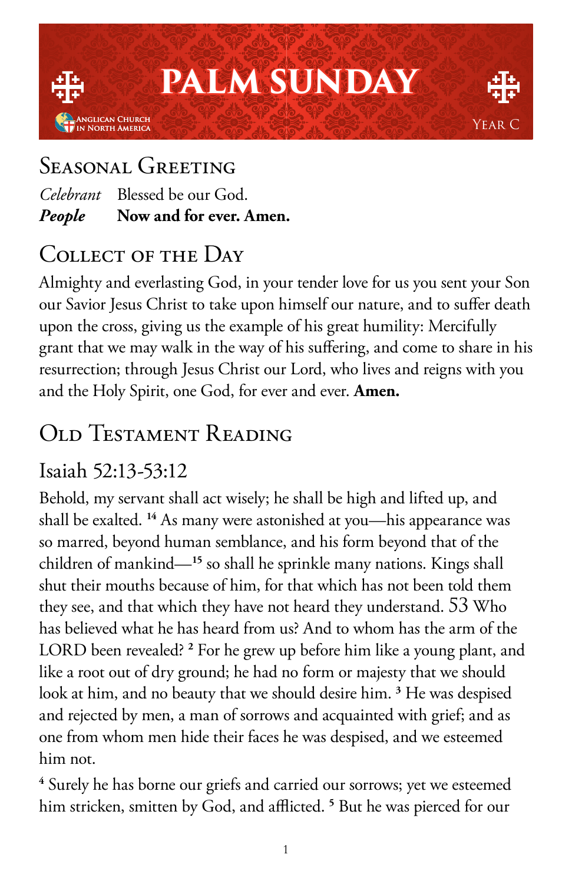# PALM SUNDAY

Anglican Church in North America

Year C

## Seasonal Greeting

*Celebrant* Blessed be our God.
***People*** **Now and for ever. Amen.**

## Collect of the Day

Almighty and everlasting God, in your tender love for us you sent your Son our Savior Jesus Christ to take upon himself our nature, and to suffer death upon the cross, giving us the example of his great humility: Mercifully grant that we may walk in the way of his suffering, and come to share in his resurrection; through Jesus Christ our Lord, who lives and reigns with you and the Holy Spirit, one God, for ever and ever. **Amen.**

## Old Testament Reading

### Isaiah 52:13-53:12

Behold, my servant shall act wisely; he shall be high and lifted up, and shall be exalted. [14] As many were astonished at you—his appearance was so marred, beyond human semblance, and his form beyond that of the children of mankind—[15] so shall he sprinkle many nations. Kings shall shut their mouths because of him, for that which has not been told them they see, and that which they have not heard they understand. 53 Who has believed what he has heard from us? And to whom has the arm of the LORD been revealed? [2] For he grew up before him like a young plant, and like a root out of dry ground; he had no form or majesty that we should look at him, and no beauty that we should desire him. [3] He was despised and rejected by men, a man of sorrows and acquainted with grief; and as one from whom men hide their faces he was despised, and we esteemed him not.

[4] Surely he has borne our griefs and carried our sorrows; yet we esteemed him stricken, smitten by God, and afflicted. [5] But he was pierced for our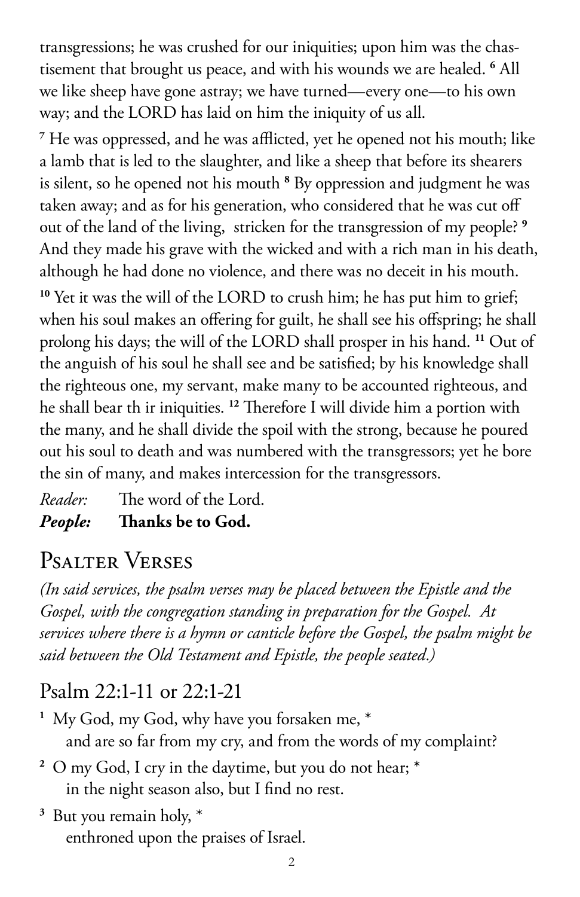transgressions; he was crushed for our iniquities; upon him was the chastisement that brought us peace, and with his wounds we are healed. [6] All we like sheep have gone astray; we have turned—every one—to his own way; and the LORD has laid on him the iniquity of us all.

[7] He was oppressed, and he was afflicted, yet he opened not his mouth; like a lamb that is led to the slaughter, and like a sheep that before its shearers is silent, so he opened not his mouth [8] By oppression and judgment he was taken away; and as for his generation, who considered that he was cut off out of the land of the living, stricken for the transgression of my people? [9] And they made his grave with the wicked and with a rich man in his death, although he had done no violence, and there was no deceit in his mouth.

[10] Yet it was the will of the LORD to crush him; he has put him to grief; when his soul makes an offering for guilt, he shall see his offspring; he shall prolong his days; the will of the LORD shall prosper in his hand. [11] Out of the anguish of his soul he shall see and be satisfied; by his knowledge shall the righteous one, my servant, make many to be accounted righteous, and he shall bear th ir iniquities. [12] Therefore I will divide him a portion with the many, and he shall divide the spoil with the strong, because he poured out his soul to death and was numbered with the transgressors; yet he bore the sin of many, and makes intercession for the transgressors.

*Reader:* The word of the Lord.
***People:*** **Thanks be to God.**

# Psalter Verses

*(In said services, the psalm verses may be placed between the Epistle and the Gospel, with the congregation standing in preparation for the Gospel. At services where there is a hymn or canticle before the Gospel, the psalm might be said between the Old Testament and Epistle, the people seated.)*

## Psalm 22:1-11 or 22:1-21

[1] My God, my God, why have you forsaken me, *
  and are so far from my cry, and from the words of my complaint?

[2] O my God, I cry in the daytime, but you do not hear; *
  in the night season also, but I find no rest.

[3] But you remain holy, *
  enthroned upon the praises of Israel.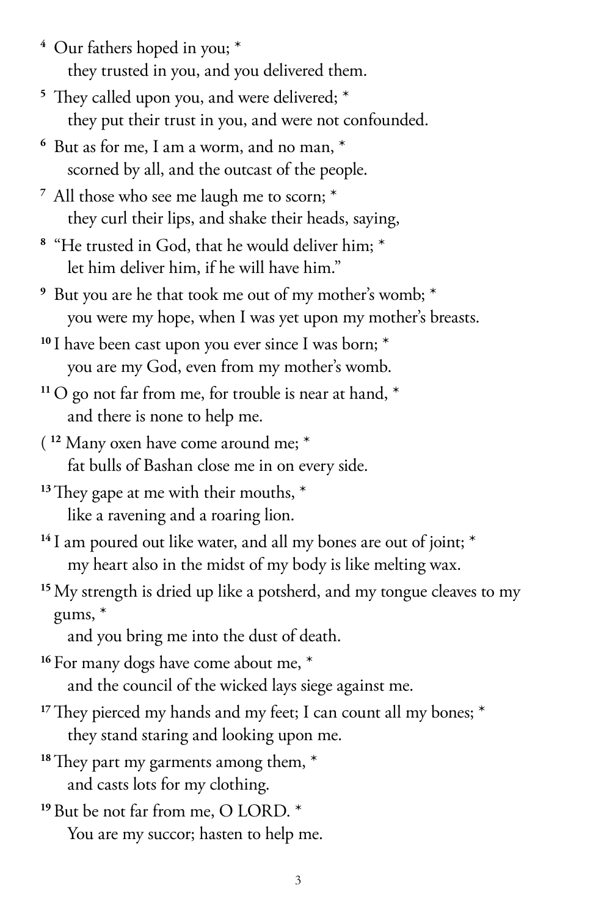[4] Our fathers hoped in you; *
  they trusted in you, and you delivered them.

[5] They called upon you, and were delivered; *
  they put their trust in you, and were not confounded.

[6] But as for me, I am a worm, and no man, *
  scorned by all, and the outcast of the people.

[7] All those who see me laugh me to scorn; *
  they curl their lips, and shake their heads, saying,

[8] "He trusted in God, that he would deliver him; *
  let him deliver him, if he will have him."

[9] But you are he that took me out of my mother's womb; *
  you were my hope, when I was yet upon my mother's breasts.

[10] I have been cast upon you ever since I was born; *
  you are my God, even from my mother's womb.

[11] O go not far from me, for trouble is near at hand, *
  and there is none to help me.

( [12] Many oxen have come around me; *
  fat bulls of Bashan close me in on every side.

[13] They gape at me with their mouths, *
  like a ravening and a roaring lion.

[14] I am poured out like water, and all my bones are out of joint; *
  my heart also in the midst of my body is like melting wax.

[15] My strength is dried up like a potsherd, and my tongue cleaves to my gums, *
  and you bring me into the dust of death.

[16] For many dogs have come about me, *
  and the council of the wicked lays siege against me.

[17] They pierced my hands and my feet; I can count all my bones; *
  they stand staring and looking upon me.

[18] They part my garments among them, *
  and casts lots for my clothing.

[19] But be not far from me, O LORD. *
  You are my succor; hasten to help me.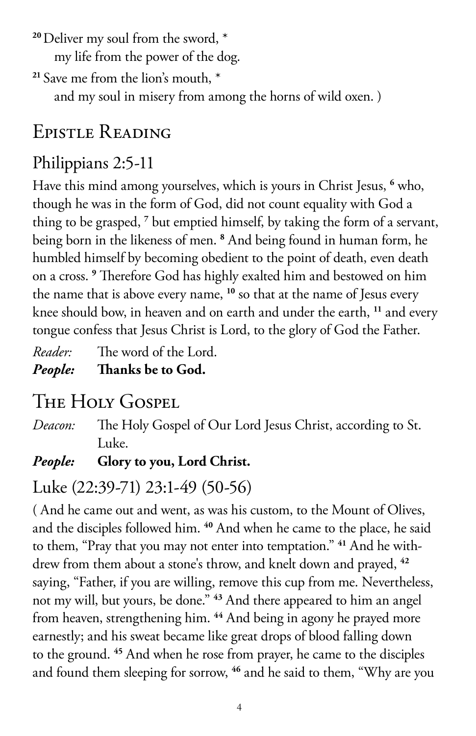[20] Deliver my soul from the sword, *
my life from the power of the dog.

[21] Save me from the lion's mouth, *
and my soul in misery from among the horns of wild oxen. )

# Epistle Reading

## Philippians 2:5-11

Have this mind among yourselves, which is yours in Christ Jesus, [6] who, though he was in the form of God, did not count equality with God a thing to be grasped, [7] but emptied himself, by taking the form of a servant, being born in the likeness of men. [8] And being found in human form, he humbled himself by becoming obedient to the point of death, even death on a cross. [9] Therefore God has highly exalted him and bestowed on him the name that is above every name, [10] so that at the name of Jesus every knee should bow, in heaven and on earth and under the earth, [11] and every tongue confess that Jesus Christ is Lord, to the glory of God the Father.

*Reader:* The word of the Lord.
***People:*** **Thanks be to God.**

# The Holy Gospel

*Deacon:* The Holy Gospel of Our Lord Jesus Christ, according to St. Luke.
***People:*** **Glory to you, Lord Christ.**

## Luke (22:39-71) 23:1-49 (50-56)

( And he came out and went, as was his custom, to the Mount of Olives, and the disciples followed him. [40] And when he came to the place, he said to them, "Pray that you may not enter into temptation." [41] And he withdrew from them about a stone's throw, and knelt down and prayed, [42] saying, "Father, if you are willing, remove this cup from me. Nevertheless, not my will, but yours, be done." [43] And there appeared to him an angel from heaven, strengthening him. [44] And being in agony he prayed more earnestly; and his sweat became like great drops of blood falling down to the ground. [45] And when he rose from prayer, he came to the disciples and found them sleeping for sorrow, [46] and he said to them, "Why are you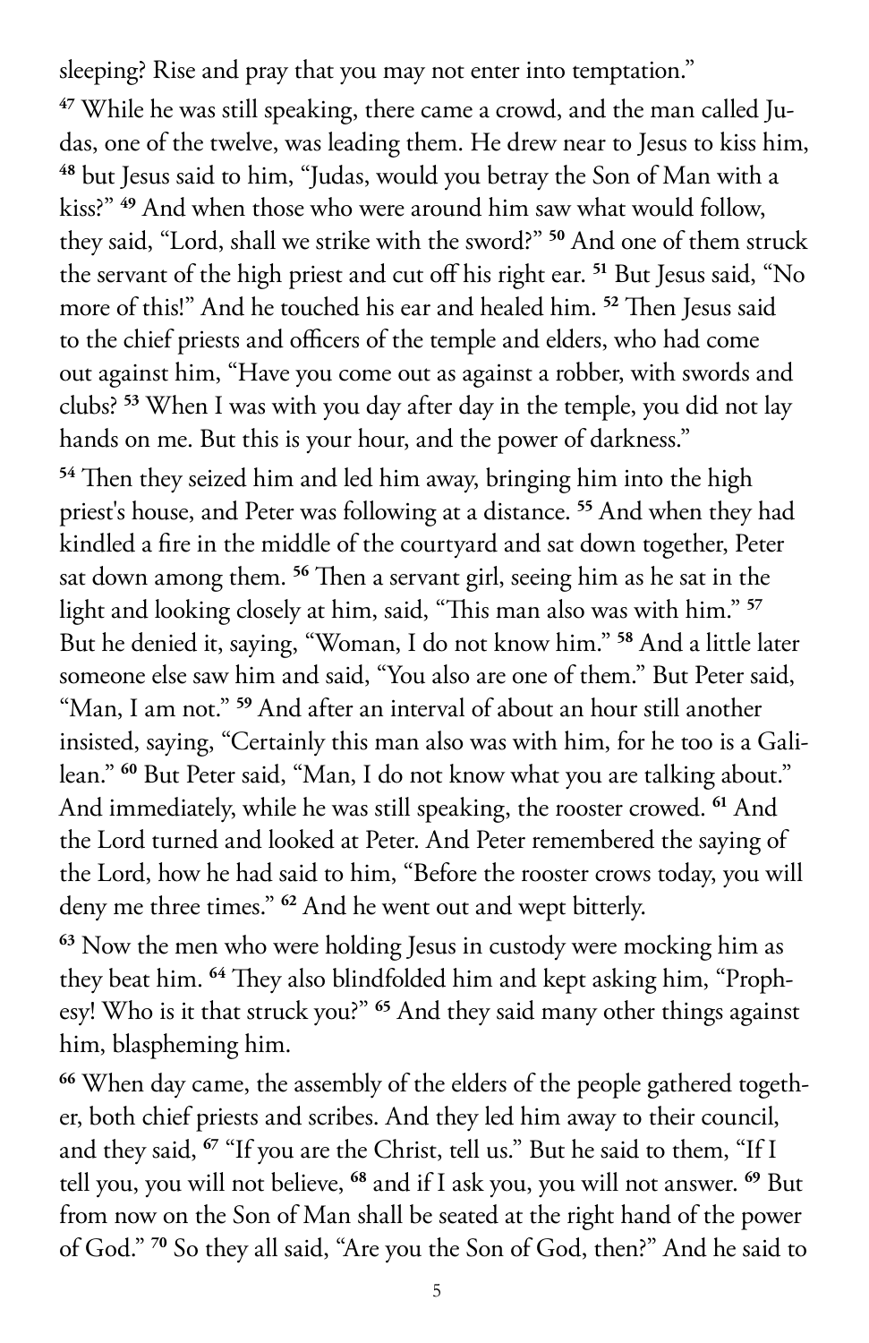sleeping? Rise and pray that you may not enter into temptation."

[47] While he was still speaking, there came a crowd, and the man called Judas, one of the twelve, was leading them. He drew near to Jesus to kiss him, [48] but Jesus said to him, "Judas, would you betray the Son of Man with a kiss?" [49] And when those who were around him saw what would follow, they said, "Lord, shall we strike with the sword?" [50] And one of them struck the servant of the high priest and cut off his right ear. [51] But Jesus said, "No more of this!" And he touched his ear and healed him. [52] Then Jesus said to the chief priests and officers of the temple and elders, who had come out against him, "Have you come out as against a robber, with swords and clubs? [53] When I was with you day after day in the temple, you did not lay hands on me. But this is your hour, and the power of darkness."

[54] Then they seized him and led him away, bringing him into the high priest's house, and Peter was following at a distance. [55] And when they had kindled a fire in the middle of the courtyard and sat down together, Peter sat down among them. [56] Then a servant girl, seeing him as he sat in the light and looking closely at him, said, "This man also was with him." [57] But he denied it, saying, "Woman, I do not know him." [58] And a little later someone else saw him and said, "You also are one of them." But Peter said, "Man, I am not." [59] And after an interval of about an hour still another insisted, saying, "Certainly this man also was with him, for he too is a Galilean." [60] But Peter said, "Man, I do not know what you are talking about." And immediately, while he was still speaking, the rooster crowed. [61] And the Lord turned and looked at Peter. And Peter remembered the saying of the Lord, how he had said to him, "Before the rooster crows today, you will deny me three times." [62] And he went out and wept bitterly.

[63] Now the men who were holding Jesus in custody were mocking him as they beat him. [64] They also blindfolded him and kept asking him, "Prophesy! Who is it that struck you?" [65] And they said many other things against him, blaspheming him.

[66] When day came, the assembly of the elders of the people gathered together, both chief priests and scribes. And they led him away to their council, and they said, [67] "If you are the Christ, tell us." But he said to them, "If I tell you, you will not believe, [68] and if I ask you, you will not answer. [69] But from now on the Son of Man shall be seated at the right hand of the power of God." [70] So they all said, "Are you the Son of God, then?" And he said to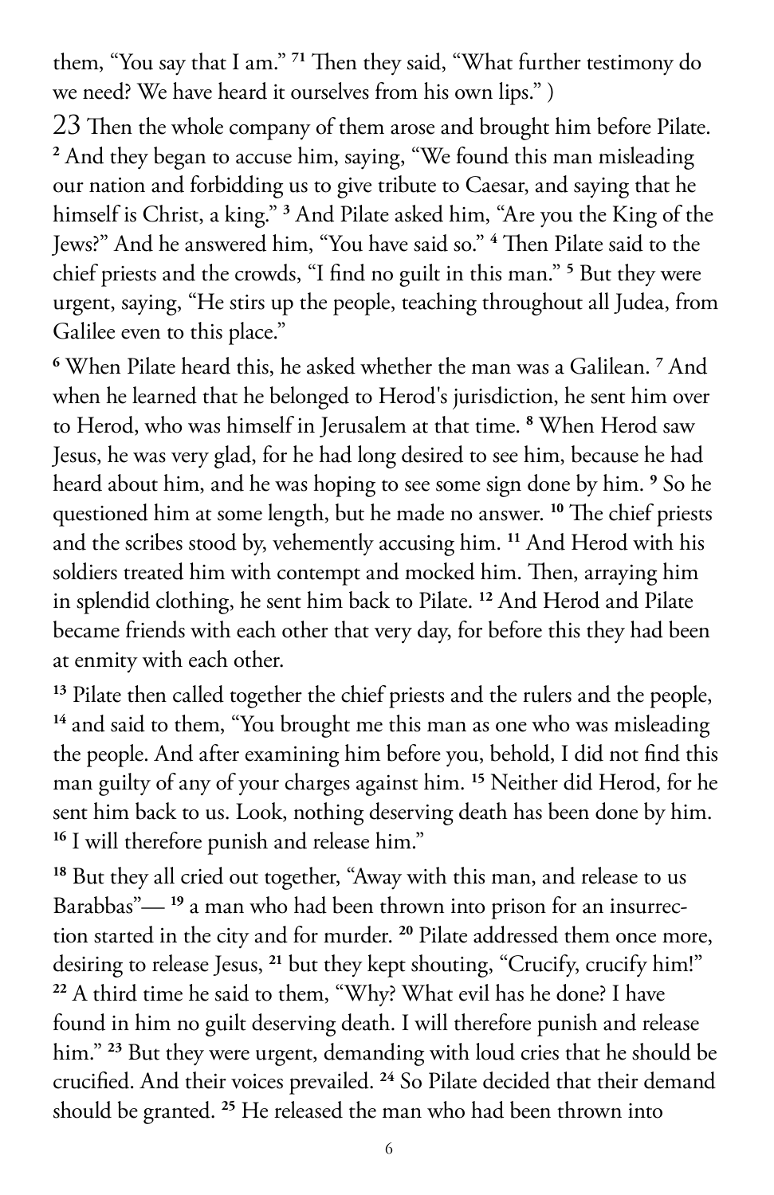them, "You say that I am." [71] Then they said, "What further testimony do we need? We have heard it ourselves from his own lips." )

23 Then the whole company of them arose and brought him before Pilate. [2] And they began to accuse him, saying, "We found this man misleading our nation and forbidding us to give tribute to Caesar, and saying that he himself is Christ, a king." [3] And Pilate asked him, "Are you the King of the Jews?" And he answered him, "You have said so." [4] Then Pilate said to the chief priests and the crowds, "I find no guilt in this man." [5] But they were urgent, saying, "He stirs up the people, teaching throughout all Judea, from Galilee even to this place."

[6] When Pilate heard this, he asked whether the man was a Galilean. [7] And when he learned that he belonged to Herod's jurisdiction, he sent him over to Herod, who was himself in Jerusalem at that time. [8] When Herod saw Jesus, he was very glad, for he had long desired to see him, because he had heard about him, and he was hoping to see some sign done by him. [9] So he questioned him at some length, but he made no answer. [10] The chief priests and the scribes stood by, vehemently accusing him. [11] And Herod with his soldiers treated him with contempt and mocked him. Then, arraying him in splendid clothing, he sent him back to Pilate. [12] And Herod and Pilate became friends with each other that very day, for before this they had been at enmity with each other.

[13] Pilate then called together the chief priests and the rulers and the people, [14] and said to them, "You brought me this man as one who was misleading the people. And after examining him before you, behold, I did not find this man guilty of any of your charges against him. [15] Neither did Herod, for he sent him back to us. Look, nothing deserving death has been done by him. [16] I will therefore punish and release him."

[18] But they all cried out together, "Away with this man, and release to us Barabbas"— [19] a man who had been thrown into prison for an insurrection started in the city and for murder. [20] Pilate addressed them once more, desiring to release Jesus, [21] but they kept shouting, "Crucify, crucify him!" [22] A third time he said to them, "Why? What evil has he done? I have found in him no guilt deserving death. I will therefore punish and release him." [23] But they were urgent, demanding with loud cries that he should be crucified. And their voices prevailed. [24] So Pilate decided that their demand should be granted. [25] He released the man who had been thrown into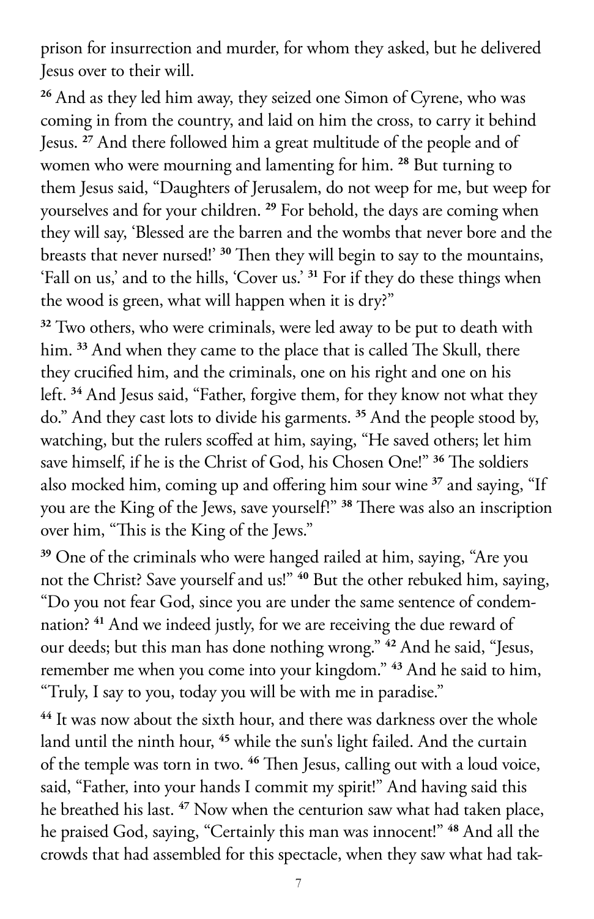prison for insurrection and murder, for whom they asked, but he delivered Jesus over to their will.

[26] And as they led him away, they seized one Simon of Cyrene, who was coming in from the country, and laid on him the cross, to carry it behind Jesus. [27] And there followed him a great multitude of the people and of women who were mourning and lamenting for him. [28] But turning to them Jesus said, "Daughters of Jerusalem, do not weep for me, but weep for yourselves and for your children. [29] For behold, the days are coming when they will say, 'Blessed are the barren and the wombs that never bore and the breasts that never nursed!' [30] Then they will begin to say to the mountains, 'Fall on us,' and to the hills, 'Cover us.' [31] For if they do these things when the wood is green, what will happen when it is dry?"

[32] Two others, who were criminals, were led away to be put to death with him. [33] And when they came to the place that is called The Skull, there they crucified him, and the criminals, one on his right and one on his left. [34] And Jesus said, "Father, forgive them, for they know not what they do." And they cast lots to divide his garments. [35] And the people stood by, watching, but the rulers scoffed at him, saying, "He saved others; let him save himself, if he is the Christ of God, his Chosen One!" [36] The soldiers also mocked him, coming up and offering him sour wine [37] and saying, "If you are the King of the Jews, save yourself!" [38] There was also an inscription over him, "This is the King of the Jews."

[39] One of the criminals who were hanged railed at him, saying, "Are you not the Christ? Save yourself and us!" [40] But the other rebuked him, saying, "Do you not fear God, since you are under the same sentence of condemnation? [41] And we indeed justly, for we are receiving the due reward of our deeds; but this man has done nothing wrong." [42] And he said, "Jesus, remember me when you come into your kingdom." [43] And he said to him, "Truly, I say to you, today you will be with me in paradise."

[44] It was now about the sixth hour, and there was darkness over the whole land until the ninth hour, [45] while the sun's light failed. And the curtain of the temple was torn in two. [46] Then Jesus, calling out with a loud voice, said, "Father, into your hands I commit my spirit!" And having said this he breathed his last. [47] Now when the centurion saw what had taken place, he praised God, saying, "Certainly this man was innocent!" [48] And all the crowds that had assembled for this spectacle, when they saw what had tak-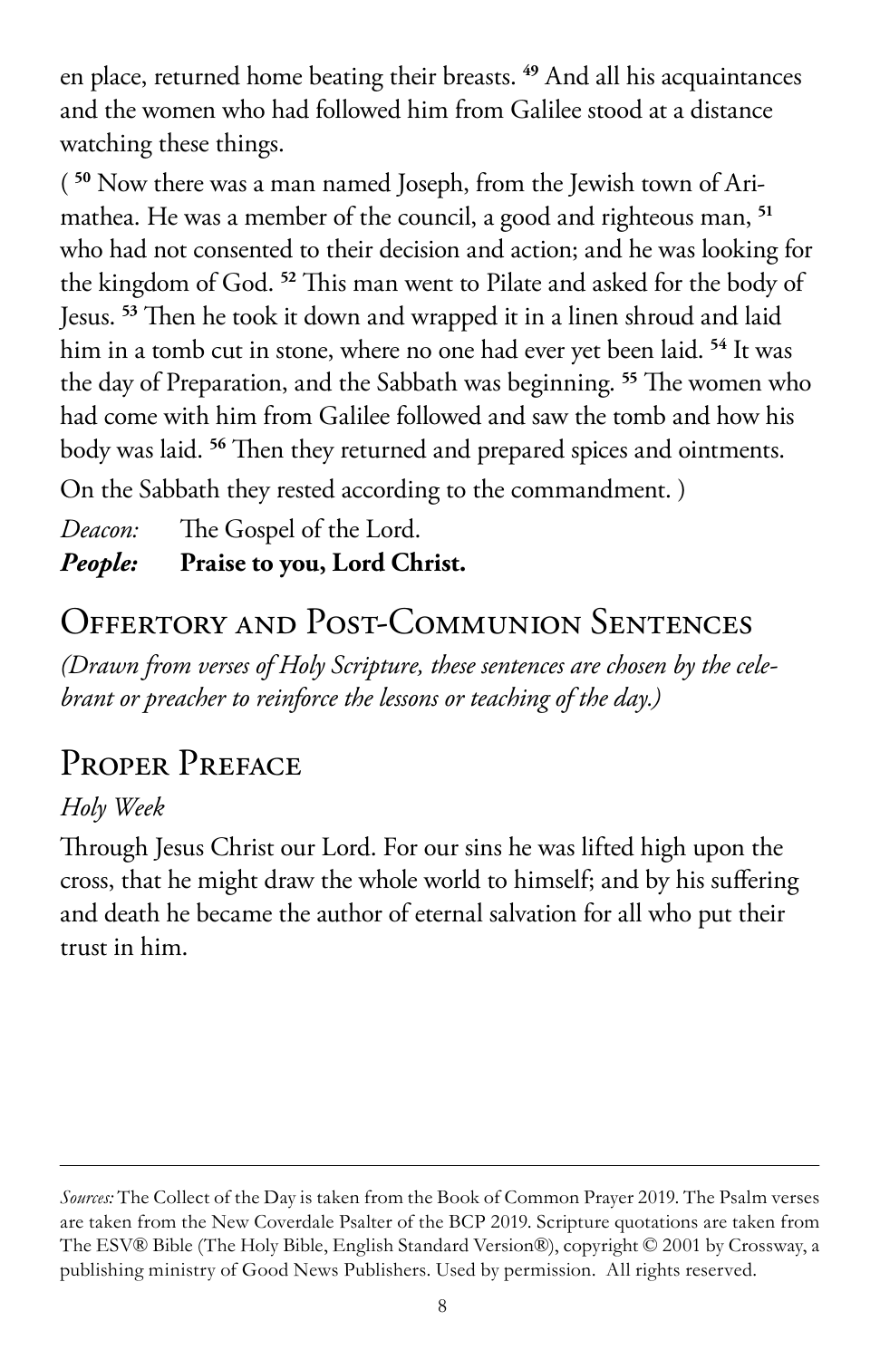en place, returned home beating their breasts. [49] And all his acquaintances and the women who had followed him from Galilee stood at a distance watching these things.

( [50] Now there was a man named Joseph, from the Jewish town of Arimathea. He was a member of the council, a good and righteous man, [51] who had not consented to their decision and action; and he was looking for the kingdom of God. [52] This man went to Pilate and asked for the body of Jesus. [53] Then he took it down and wrapped it in a linen shroud and laid him in a tomb cut in stone, where no one had ever yet been laid. [54] It was the day of Preparation, and the Sabbath was beginning. [55] The women who had come with him from Galilee followed and saw the tomb and how his body was laid. [56] Then they returned and prepared spices and ointments.

On the Sabbath they rested according to the commandment. )

*Deacon:* The Gospel of the Lord.
***People:*** **Praise to you, Lord Christ.**

## Offertory and Post-Communion Sentences

*(Drawn from verses of Holy Scripture, these sentences are chosen by the celebrant or preacher to reinforce the lessons or teaching of the day.)*

## Proper Preface

*Holy Week*

Through Jesus Christ our Lord. For our sins he was lifted high upon the cross, that he might draw the whole world to himself; and by his suffering and death he became the author of eternal salvation for all who put their trust in him.

---

*Sources:* The Collect of the Day is taken from the Book of Common Prayer 2019. The Psalm verses are taken from the New Coverdale Psalter of the BCP 2019. Scripture quotations are taken from The ESV® Bible (The Holy Bible, English Standard Version®), copyright © 2001 by Crossway, a publishing ministry of Good News Publishers. Used by permission. All rights reserved.